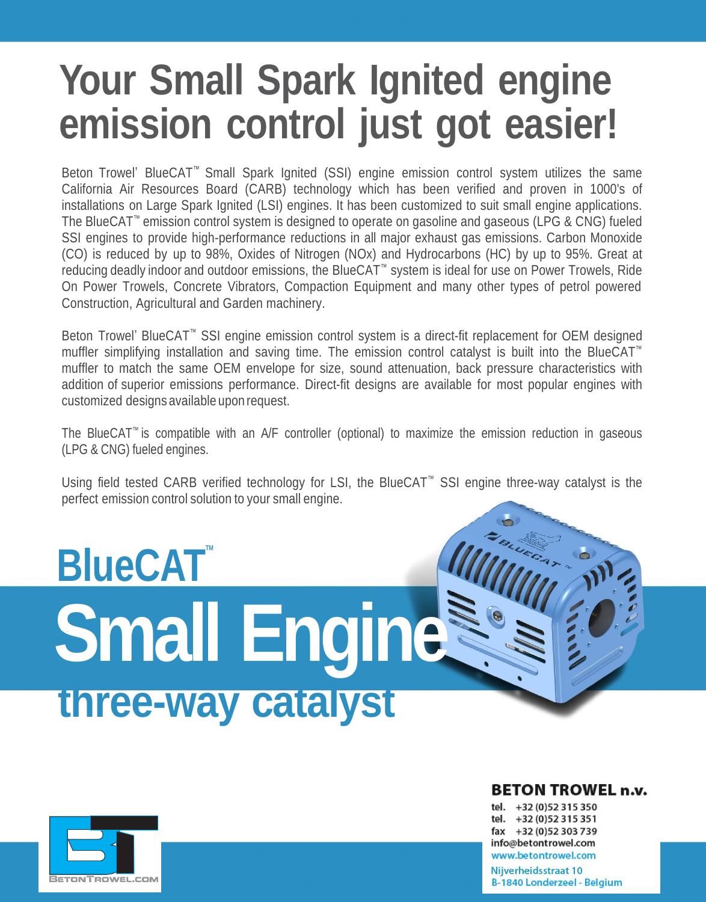# Your Small Spark Ignited engine emission control just got easier!

Beton Trowel' BlueCAT™ Small Spark Ignited (SSI) engine emission control system utilizes the same California Air Resources Board (CARB) technology which has been verified and proven in 1000's of installations on Large Spark Ignited (LSI) engines. It has been customized to suit small engine applications. The BlueCAT™ emission control system is designed to operate on gasoline and gaseous (LPG & CNG) fueled SSI engines to provide high-performance reductions in all major exhaust gas emissions. Carbon Monoxide (CO) is reduced by up to 98%, Oxides of Nitrogen (NOx) and Hydrocarbons (HC) by up to 95%. Great at reducing deadly indoor and outdoor emissions, the BlueCAT™ system is ideal for use on Power Trowels, Ride On Power Trowels, Concrete Vibrators, Compaction Equipment and many other types of petrol powered Construction, Agricultural and Garden machinery.

Beton Trowel' BlueCAT™ SSI engine emission control system is a direct-fit replacement for OEM designed muffler simplifying installation and saving time. The emission control catalyst is built into the BlueCAT™ muffler to match the same OEM envelope for size, sound attenuation, back pressure characteristics with addition of superior emissions performance. Direct-fit designs are available for most popular engines with customized designs available upon request.

The BlueCAT™ is compatible with an A/F controller (optional) to maximize the emission reduction in gaseous (LPG & CNG) fueled engines.

Using field tested CARB verified technology for LSI, the BlueCAT™ SSI engine three-way catalyst is the perfect emission control solution to your small engine.

## BlueCAT™

# Small Engine

## three-way catalyst

**BETON TROWEL n.v.**

tel. +32 (0)52 315 350
tel. +32 (0)52 315 351
fax +32 (0)52 303 739
info@betontrowel.com
www.betontrowel.com
Nijverheidsstraat 10
B-1840 Londerzeel - Belgium

BETONTROWEL.COM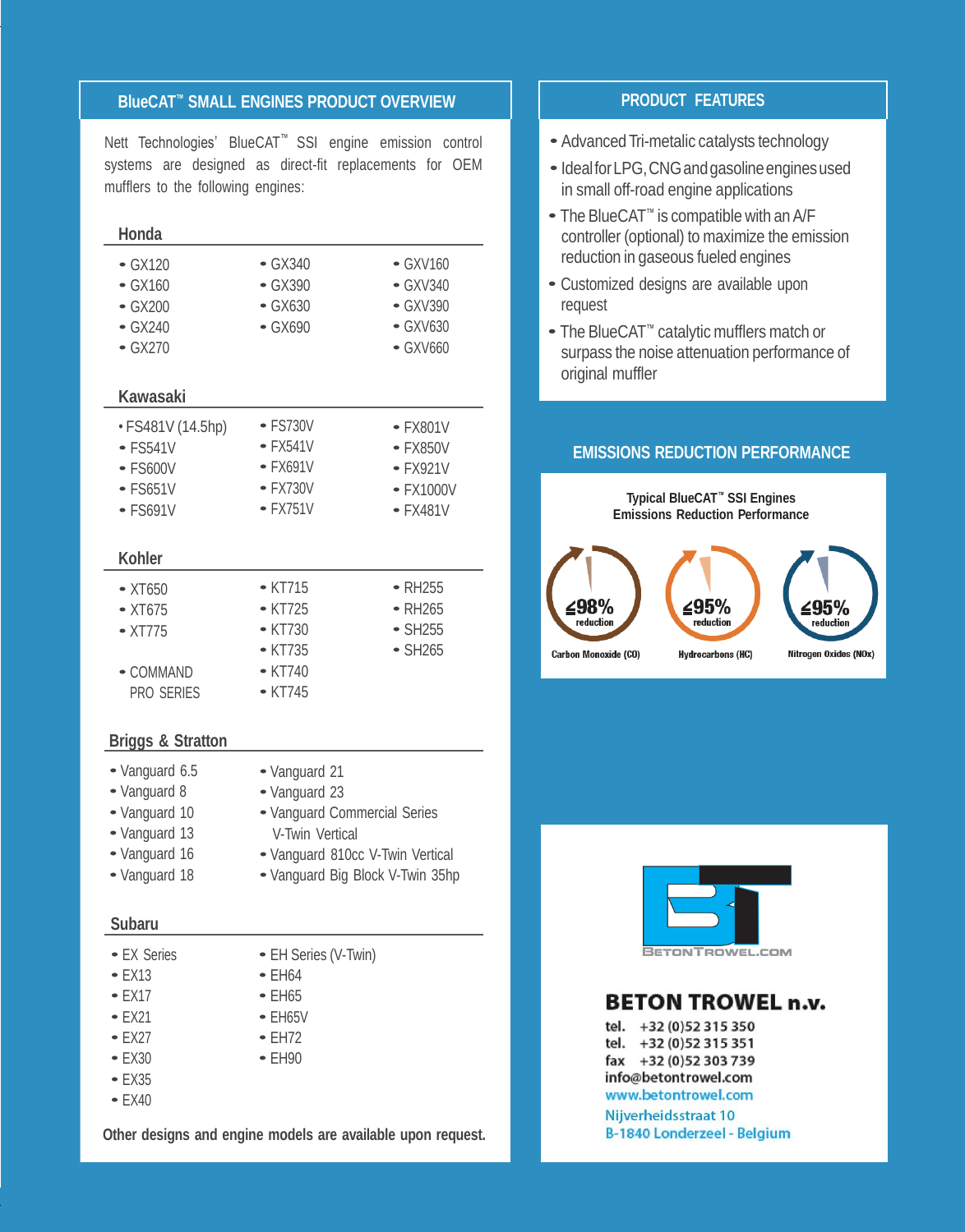## BlueCAT™ SMALL ENGINES PRODUCT OVERVIEW

Nett Technologies' BlueCAT™ SSI engine emission control systems are designed as direct-fit replacements for OEM mufflers to the following engines:

### Honda

- GX120
- GX160
- GX200
- GX240
- GX270
- GX340
- GX390
- GX630
- GX690
- GXV160
- GXV340
- GXV390
- GXV630
- GXV660

### Kawasaki

- FS481V (14.5hp)
- FS541V
- FS600V
- FS651V
- FS691V
- FS730V
- FX541V
- FX691V
- FX730V
- FX751V
- FX801V
- FX850V
- FX921V
- FX1000V
- FX481V

### Kohler

- XT650
- XT675
- XT775
- COMMAND PRO SERIES
- KT715
- KT725
- KT730
- KT735
- KT740
- KT745
- RH255
- RH265
- SH255
- SH265

### Briggs & Stratton

- Vanguard 6.5
- Vanguard 8
- Vanguard 10
- Vanguard 13
- Vanguard 16
- Vanguard 18
- Vanguard 21
- Vanguard 23
- Vanguard Commercial Series V-Twin Vertical
- Vanguard 810cc V-Twin Vertical
- Vanguard Big Block V-Twin 35hp

### Subaru

- EX Series
- EX13
- EX17
- EX21
- EX27
- EX30
- EX35
- EX40
- EH Series (V-Twin)
- EH64
- EH65
- EH65V
- EH72
- EH90

**Other designs and engine models are available upon request.**

## PRODUCT FEATURES

- Advanced Tri-metalic catalysts technology
- Ideal for LPG, CNG and gasoline engines used in small off-road engine applications
- The BlueCAT™ is compatible with an A/F controller (optional) to maximize the emission reduction in gaseous fueled engines
- Customized designs are available upon request
- The BlueCAT™ catalytic mufflers match or surpass the noise attenuation performance of original muffler

## EMISSIONS REDUCTION PERFORMANCE

**Typical BlueCAT™ SSI Engines Emissions Reduction Performance**

≤98% reduction
Carbon Monoxide (CO)

≤95% reduction
Hydrocarbons (HC)

≤95% reduction
Nitrogen Oxides (NOx)

BETONTROWEL.COM

**BETON TROWEL n.v.**

tel. +32 (0)52 315 350
tel. +32 (0)52 315 351
fax +32 (0)52 303 739
info@betontrowel.com
www.betontrowel.com
Nijverheidsstraat 10
B-1840 Londerzeel - Belgium